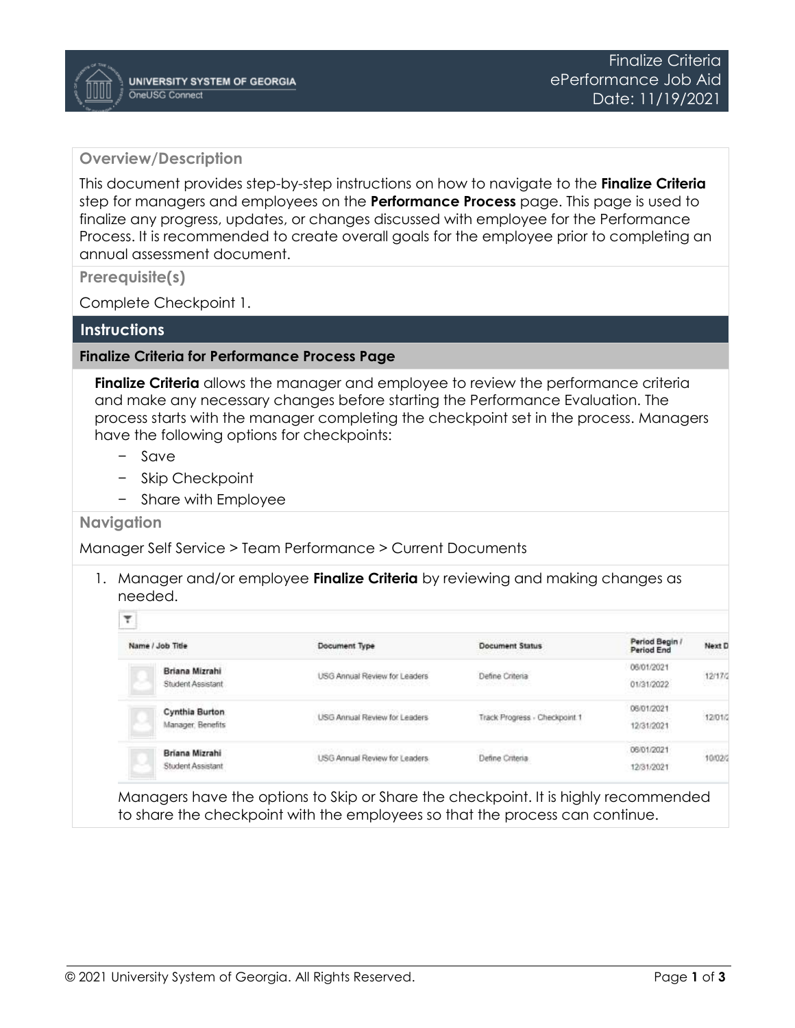Finalize Criteria
ePerformance Job Aid
Date: 11/19/2021

## Overview/Description

This document provides step-by-step instructions on how to navigate to the **Finalize Criteria** step for managers and employees on the **Performance Process** page. This page is used to finalize any progress, updates, or changes discussed with employee for the Performance Process. It is recommended to create overall goals for the employee prior to completing an annual assessment document.

## Prerequisite(s)

Complete Checkpoint 1.

## Instructions

### Finalize Criteria for Performance Process Page

**Finalize Criteria** allows the manager and employee to review the performance criteria and make any necessary changes before starting the Performance Evaluation. The process starts with the manager completing the checkpoint set in the process. Managers have the following options for checkpoints:

- Save
- Skip Checkpoint
- Share with Employee

## Navigation

Manager Self Service > Team Performance > Current Documents

1. Manager and/or employee **Finalize Criteria** by reviewing and making changes as needed.

| Name / Job Title | Document Type | Document Status | Period Begin / Period End | Next D |
|---|---|---|---|---|
| Briana Mizrahi<br>Student Assistant | USG Annual Review for Leaders | Define Criteria | 06/01/2021<br>01/31/2022 | 12/17/2 |
| Cynthia Burton<br>Manager, Benefits | USG Annual Review for Leaders | Track Progress - Checkpoint 1 | 06/01/2021<br>12/31/2021 | 12/01/2 |
| Briana Mizrahi<br>Student Assistant | USG Annual Review for Leaders | Define Criteria | 06/01/2021<br>12/31/2021 | 10/02/2 |

Managers have the options to Skip or Share the checkpoint. It is highly recommended to share the checkpoint with the employees so that the process can continue.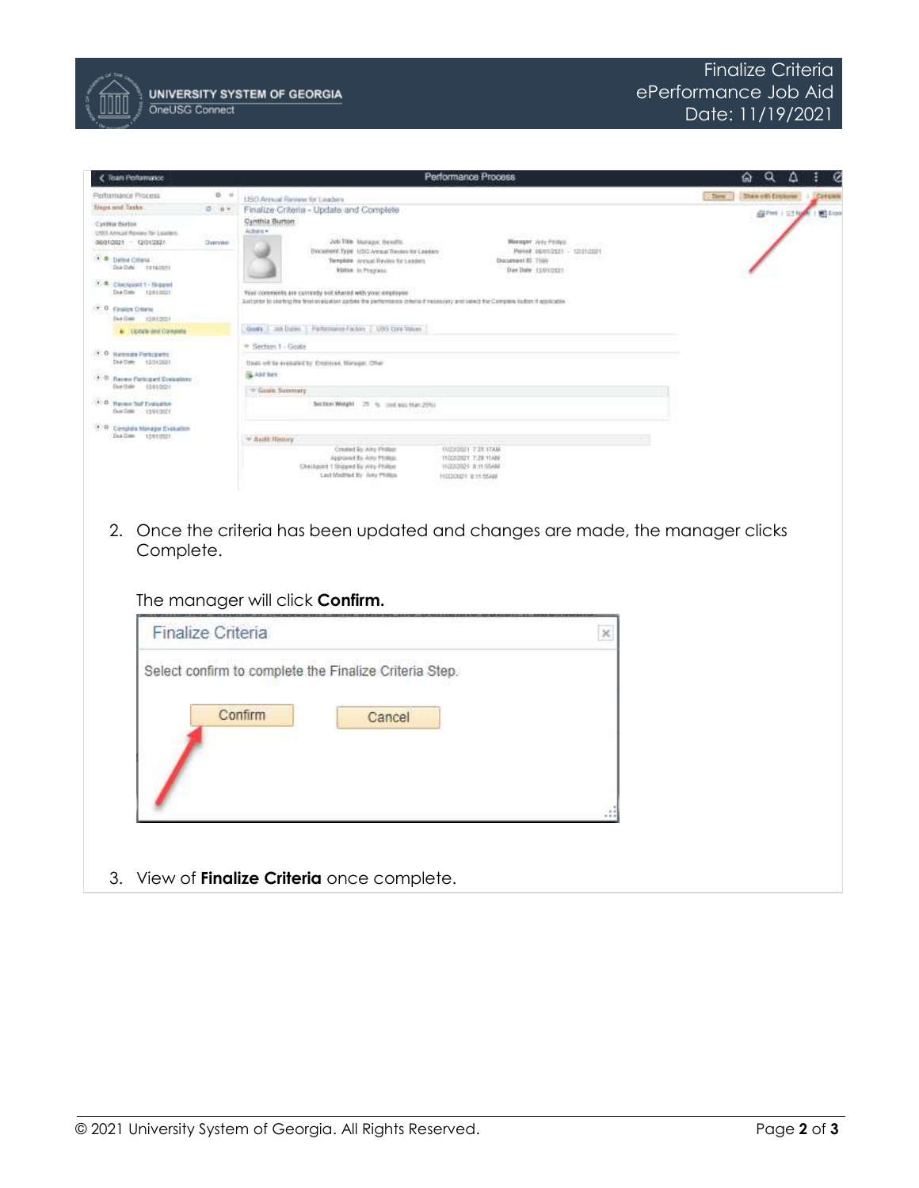2. Once the criteria has been updated and changes are made, the manager clicks Complete.

   The manager will click **Confirm.**

3. View of **Finalize Criteria** once complete.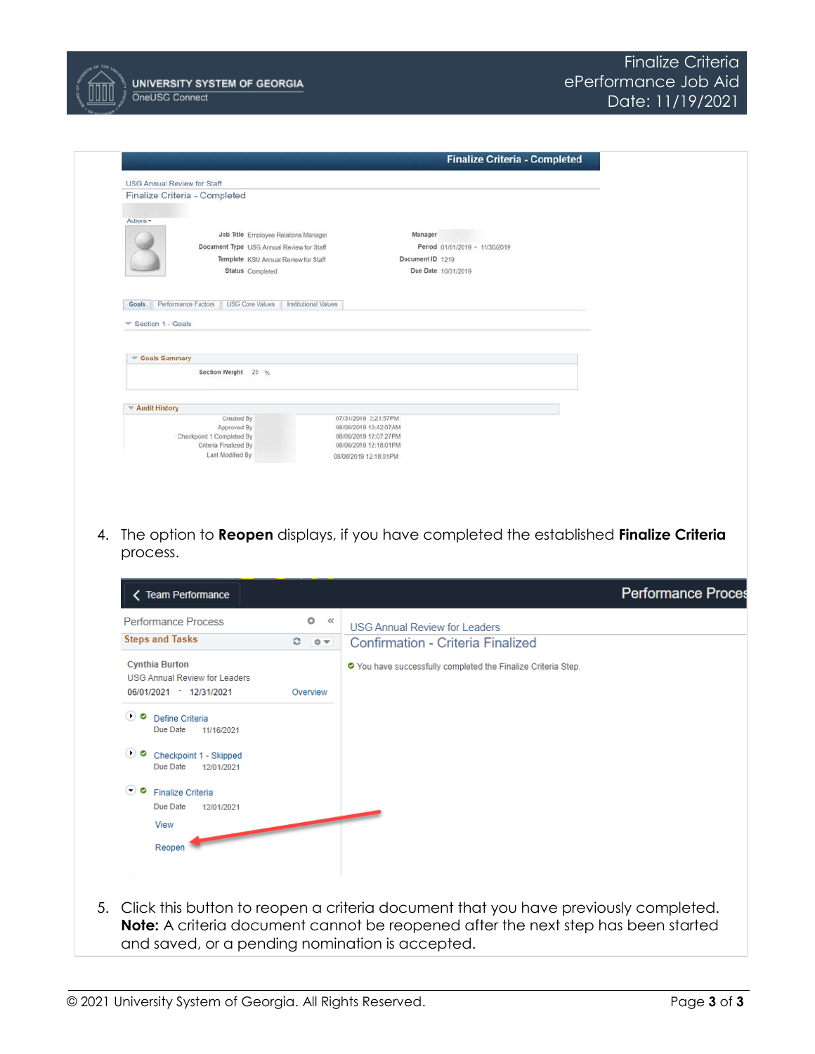4. The option to **Reopen** displays, if you have completed the established **Finalize Criteria** process.

5. Click this button to reopen a criteria document that you have previously completed. **Note:** A criteria document cannot be reopened after the next step has been started and saved, or a pending nomination is accepted.